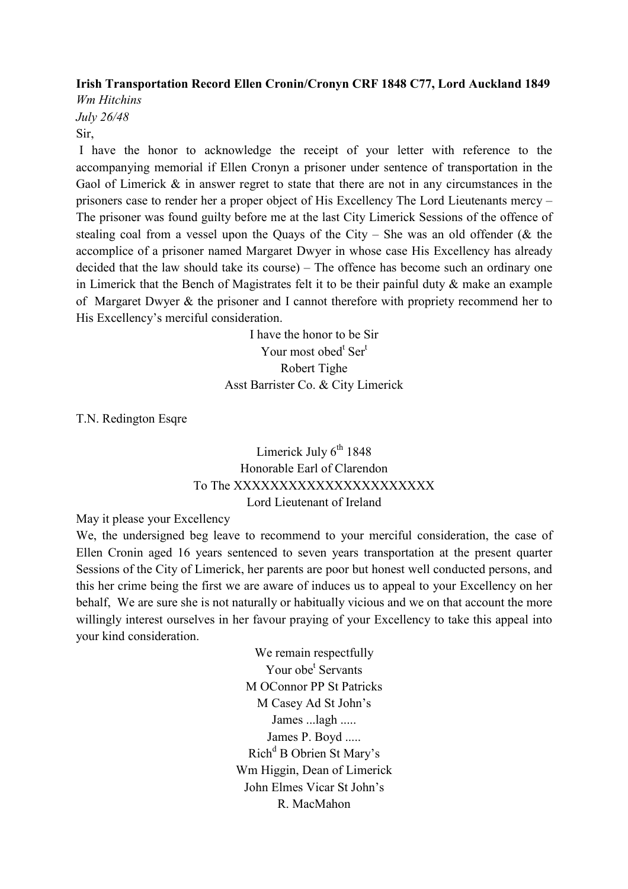**Irish Transportation Record Ellen Cronin/Cronyn CRF 1848 C77, Lord Auckland 1849**

*Wm Hitchins*

*July 26/48*

Sir,

I have the honor to acknowledge the receipt of your letter with reference to the accompanying memorial if Ellen Cronyn a prisoner under sentence of transportation in the Gaol of Limerick & in answer regret to state that there are not in any circumstances in the prisoners case to render her a proper object of His Excellency The Lord Lieutenants mercy – The prisoner was found guilty before me at the last City Limerick Sessions of the offence of stealing coal from a vessel upon the Quays of the City – She was an old offender (& the accomplice of a prisoner named Margaret Dwyer in whose case His Excellency has already decided that the law should take its course) – The offence has become such an ordinary one in Limerick that the Bench of Magistrates felt it to be their painful duty & make an example of Margaret Dwyer & the prisoner and I cannot therefore with propriety recommend her to His Excellency's merciful consideration.

I have the honor to be Sir
Your most obed[t] Ser[t]
Robert Tighe
Asst Barrister Co. & City Limerick

T.N. Redington Esqre

Limerick July 6[th] 1848
Honorable Earl of Clarendon
To The XXXXXXXXXXXXXXXXXXXXXX
Lord Lieutenant of Ireland

May it please your Excellency

We, the undersigned beg leave to recommend to your merciful consideration, the case of Ellen Cronin aged 16 years sentenced to seven years transportation at the present quarter Sessions of the City of Limerick, her parents are poor but honest well conducted persons, and this her crime being the first we are aware of induces us to appeal to your Excellency on her behalf, We are sure she is not naturally or habitually vicious and we on that account the more willingly interest ourselves in her favour praying of your Excellency to take this appeal into your kind consideration.

We remain respectfully
Your obe[t] Servants
M OConnor PP St Patricks
M Casey Ad St John's
James ...lagh .....
James P. Boyd .....
Rich[d] B Obrien St Mary's
Wm Higgin, Dean of Limerick
John Elmes Vicar St John's
R. MacMahon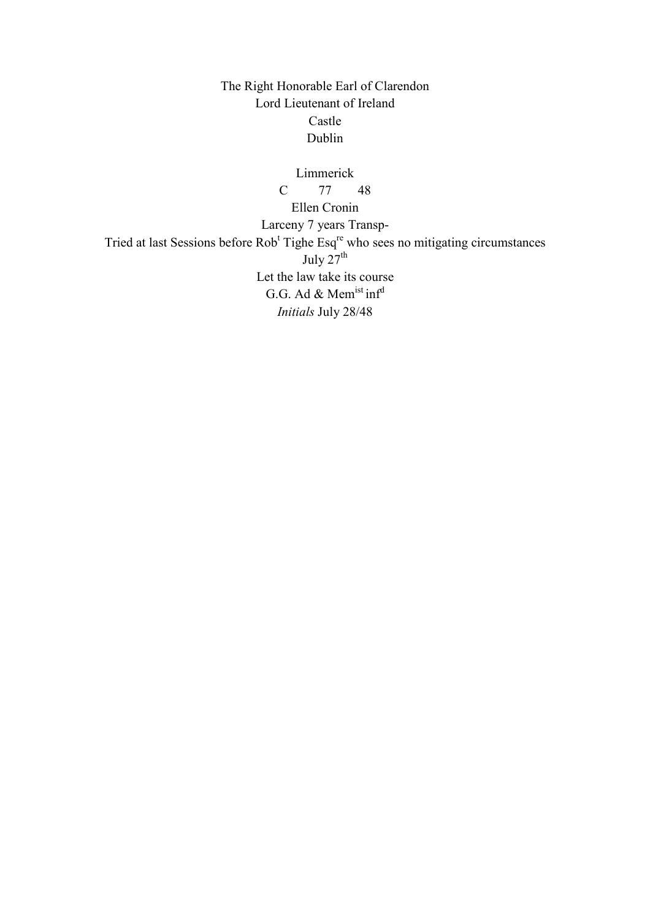The Right Honorable Earl of Clarendon
Lord Lieutenant of Ireland
Castle
Dublin

Limmerick
C 77 48
Ellen Cronin
Larceny 7 years Transp-
Tried at last Sessions before Rob[t] Tighe Esq[re] who sees no mitigating circumstances
July 27[th]
Let the law take its course
G.G. Ad & Mem[ist] inf[d]
*Initials* July 28/48